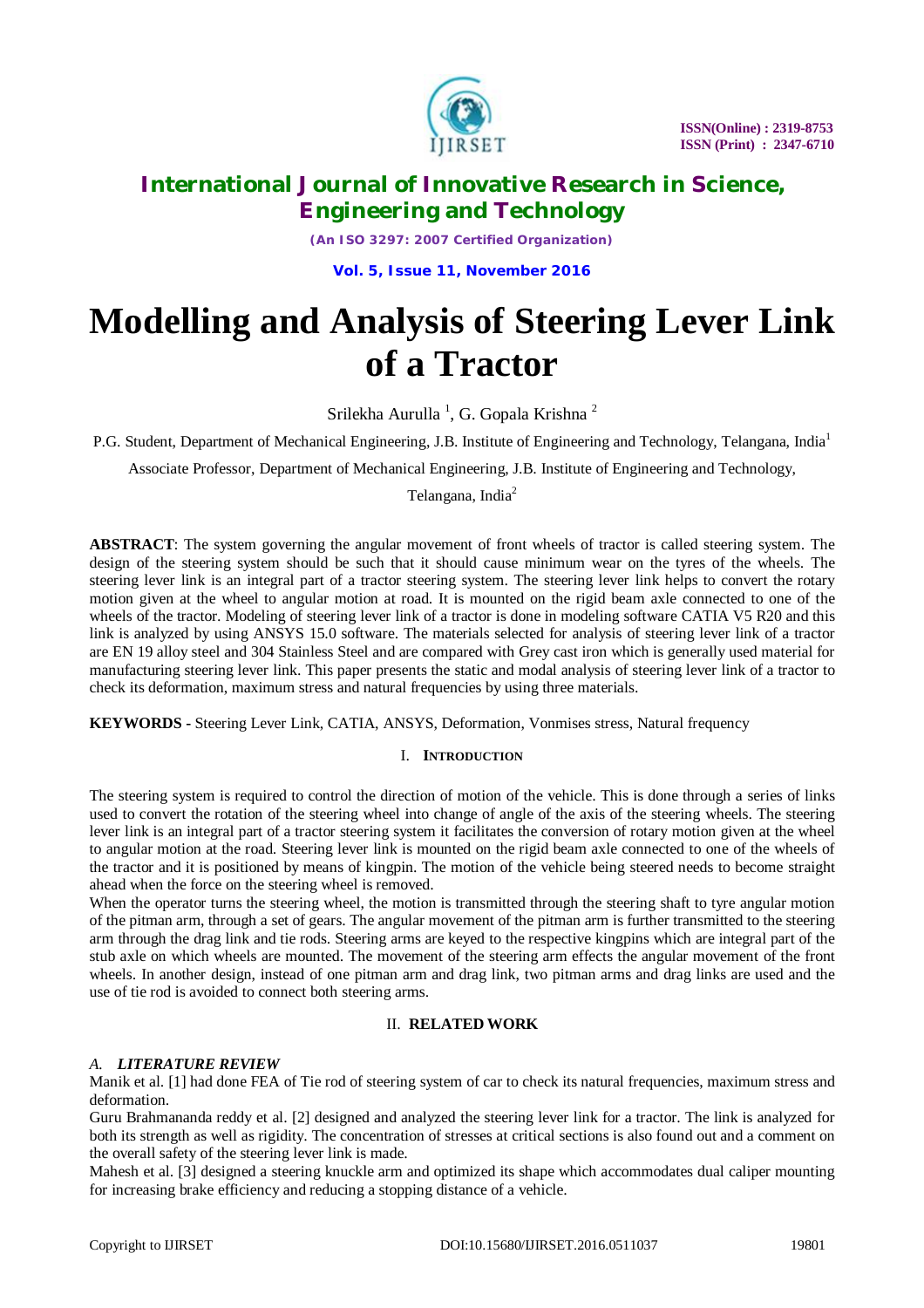# Modelling and Analysis of Steering Lever Link of a Tractor

Srilekha Aurulla [1], G. Gopala Krishna [2]

P.G. Student, Department of Mechanical Engineering, J.B. Institute of Engineering and Technology, Telangana, India[1]

Associate Professor, Department of Mechanical Engineering, J.B. Institute of Engineering and Technology, Telangana, India[2]

**ABSTRACT**: The system governing the angular movement of front wheels of tractor is called steering system. The design of the steering system should be such that it should cause minimum wear on the tyres of the wheels. The steering lever link is an integral part of a tractor steering system. The steering lever link helps to convert the rotary motion given at the wheel to angular motion at road. It is mounted on the rigid beam axle connected to one of the wheels of the tractor. Modeling of steering lever link of a tractor is done in modeling software CATIA V5 R20 and this link is analyzed by using ANSYS 15.0 software. The materials selected for analysis of steering lever link of a tractor are EN 19 alloy steel and 304 Stainless Steel and are compared with Grey cast iron which is generally used material for manufacturing steering lever link. This paper presents the static and modal analysis of steering lever link of a tractor to check its deformation, maximum stress and natural frequencies by using three materials.

**KEYWORDS -** Steering Lever Link, CATIA, ANSYS, Deformation, Vonmises stress, Natural frequency

## I. INTRODUCTION

The steering system is required to control the direction of motion of the vehicle. This is done through a series of links used to convert the rotation of the steering wheel into change of angle of the axis of the steering wheels. The steering lever link is an integral part of a tractor steering system it facilitates the conversion of rotary motion given at the wheel to angular motion at the road. Steering lever link is mounted on the rigid beam axle connected to one of the wheels of the tractor and it is positioned by means of kingpin. The motion of the vehicle being steered needs to become straight ahead when the force on the steering wheel is removed.

When the operator turns the steering wheel, the motion is transmitted through the steering shaft to tyre angular motion of the pitman arm, through a set of gears. The angular movement of the pitman arm is further transmitted to the steering arm through the drag link and tie rods. Steering arms are keyed to the respective kingpins which are integral part of the stub axle on which wheels are mounted. The movement of the steering arm effects the angular movement of the front wheels. In another design, instead of one pitman arm and drag link, two pitman arms and drag links are used and the use of tie rod is avoided to connect both steering arms.

## II. RELATED WORK

### *A. LITERATURE REVIEW*

Manik et al. [1] had done FEA of Tie rod of steering system of car to check its natural frequencies, maximum stress and deformation.

Guru Brahmananda reddy et al. [2] designed and analyzed the steering lever link for a tractor. The link is analyzed for both its strength as well as rigidity. The concentration of stresses at critical sections is also found out and a comment on the overall safety of the steering lever link is made.

Mahesh et al. [3] designed a steering knuckle arm and optimized its shape which accommodates dual caliper mounting for increasing brake efficiency and reducing a stopping distance of a vehicle.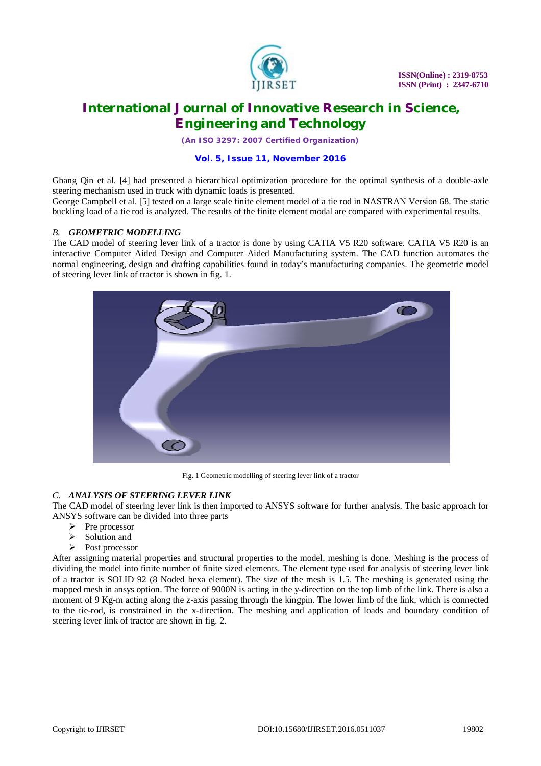Ghang Qin et al. [4] had presented a hierarchical optimization procedure for the optimal synthesis of a double-axle steering mechanism used in truck with dynamic loads is presented.

George Campbell et al. [5] tested on a large scale finite element model of a tie rod in NASTRAN Version 68. The static buckling load of a tie rod is analyzed. The results of the finite element modal are compared with experimental results.

### *B. GEOMETRIC MODELLING*

The CAD model of steering lever link of a tractor is done by using CATIA V5 R20 software. CATIA V5 R20 is an interactive Computer Aided Design and Computer Aided Manufacturing system. The CAD function automates the normal engineering, design and drafting capabilities found in today's manufacturing companies. The geometric model of steering lever link of tractor is shown in fig. 1.

Fig. 1 Geometric modelling of steering lever link of a tractor

### *C. ANALYSIS OF STEERING LEVER LINK*

The CAD model of steering lever link is then imported to ANSYS software for further analysis. The basic approach for ANSYS software can be divided into three parts

- Pre processor
- Solution and
- Post processor

After assigning material properties and structural properties to the model, meshing is done. Meshing is the process of dividing the model into finite number of finite sized elements. The element type used for analysis of steering lever link of a tractor is SOLID 92 (8 Noded hexa element). The size of the mesh is 1.5. The meshing is generated using the mapped mesh in ansys option. The force of 9000N is acting in the y-direction on the top limb of the link. There is also a moment of 9 Kg-m acting along the z-axis passing through the kingpin. The lower limb of the link, which is connected to the tie-rod, is constrained in the x-direction. The meshing and application of loads and boundary condition of steering lever link of tractor are shown in fig. 2.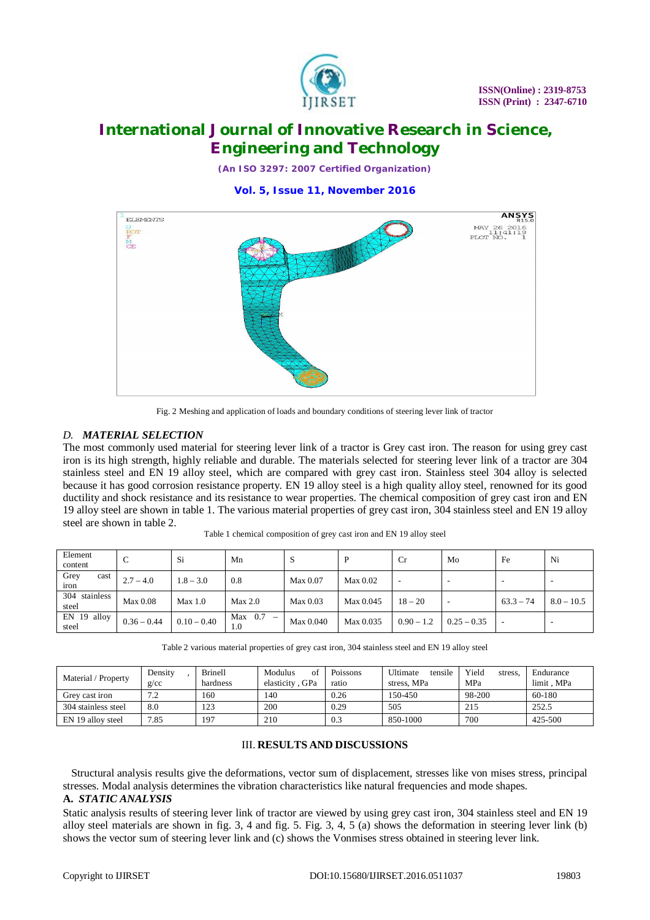Fig. 2 Meshing and application of loads and boundary conditions of steering lever link of tractor

### *D. MATERIAL SELECTION*

The most commonly used material for steering lever link of a tractor is Grey cast iron. The reason for using grey cast iron is its high strength, highly reliable and durable. The materials selected for steering lever link of a tractor are 304 stainless steel and EN 19 alloy steel, which are compared with grey cast iron. Stainless steel 304 alloy is selected because it has good corrosion resistance property. EN 19 alloy steel is a high quality alloy steel, renowned for its good ductility and shock resistance and its resistance to wear properties. The chemical composition of grey cast iron and EN 19 alloy steel are shown in table 1. The various material properties of grey cast iron, 304 stainless steel and EN 19 alloy steel are shown in table 2.

Table 1 chemical composition of grey cast iron and EN 19 alloy steel

| Element content | C | Si | Mn | S | P | Cr | Mo | Fe | Ni |
|---|---|---|---|---|---|---|---|---|---|
| Grey cast iron | 2.7 – 4.0 | 1.8 – 3.0 | 0.8 | Max 0.07 | Max 0.02 | - | - | - | - |
| 304 stainless steel | Max 0.08 | Max 1.0 | Max 2.0 | Max 0.03 | Max 0.045 | 18 – 20 | - | 63.3 – 74 | 8.0 – 10.5 |
| EN 19 alloy steel | 0.36 – 0.44 | 0.10 – 0.40 | Max 0.7 – 1.0 | Max 0.040 | Max 0.035 | 0.90 – 1.2 | 0.25 – 0.35 | - | - |

Table 2 various material properties of grey cast iron, 304 stainless steel and EN 19 alloy steel

| Material / Property | Density , g/cc | Brinell hardness | Modulus of elasticity , GPa | Poissons ratio | Ultimate tensile stress, MPa | Yield stress, MPa | Endurance limit , MPa |
|---|---|---|---|---|---|---|---|
| Grey cast iron | 7.2 | 160 | 140 | 0.26 | 150-450 | 98-200 | 60-180 |
| 304 stainless steel | 8.0 | 123 | 200 | 0.29 | 505 | 215 | 252.5 |
| EN 19 alloy steel | 7.85 | 197 | 210 | 0.3 | 850-1000 | 700 | 425-500 |

## III. RESULTS AND DISCUSSIONS

Structural analysis results give the deformations, vector sum of displacement, stresses like von mises stress, principal stresses. Modal analysis determines the vibration characteristics like natural frequencies and mode shapes.

### A. *STATIC ANALYSIS*

Static analysis results of steering lever link of tractor are viewed by using grey cast iron, 304 stainless steel and EN 19 alloy steel materials are shown in fig. 3, 4 and fig. 5. Fig. 3, 4, 5 (a) shows the deformation in steering lever link (b) shows the vector sum of steering lever link and (c) shows the Vonmises stress obtained in steering lever link.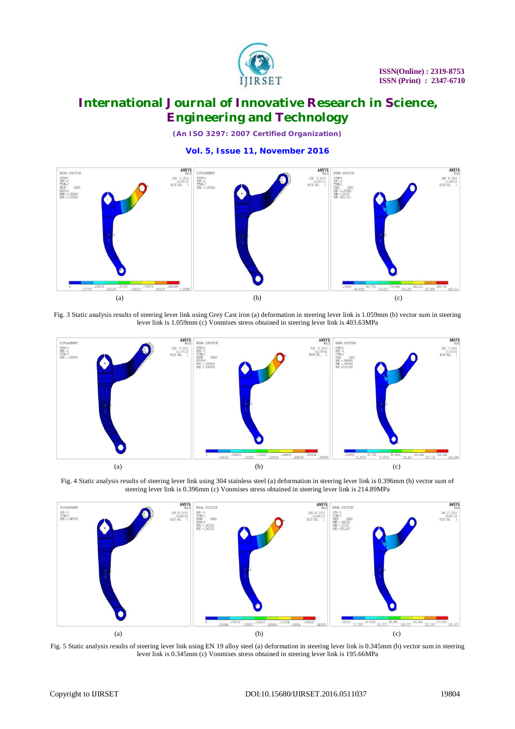(a) (b) (c)

Fig. 3 Static analysis results of steering lever link using Grey Cast iron (a) deformation in steering lever link is 1.059mm (b) vector sum in steering lever link is 1.059mm (c) Vonmises stress obtained in steering lever link is 403.63MPa

(a) (b) (c)

Fig. 4 Static analysis results of steering lever link using 304 stainless steel (a) deformation in steering lever link is 0.396mm (b) vector sum of steering lever link is 0.396mm (c) Vonmises stress obtained in steering lever link is 214.89MPa

(a) (b) (c)

Fig. 5 Static analysis results of steering lever link using EN 19 alloy steel (a) deformation in steering lever link is 0.345mm (b) vector sum in steering lever link is 0.345mm (c) Vonmises stress obtained in steering lever link is 195.66MPa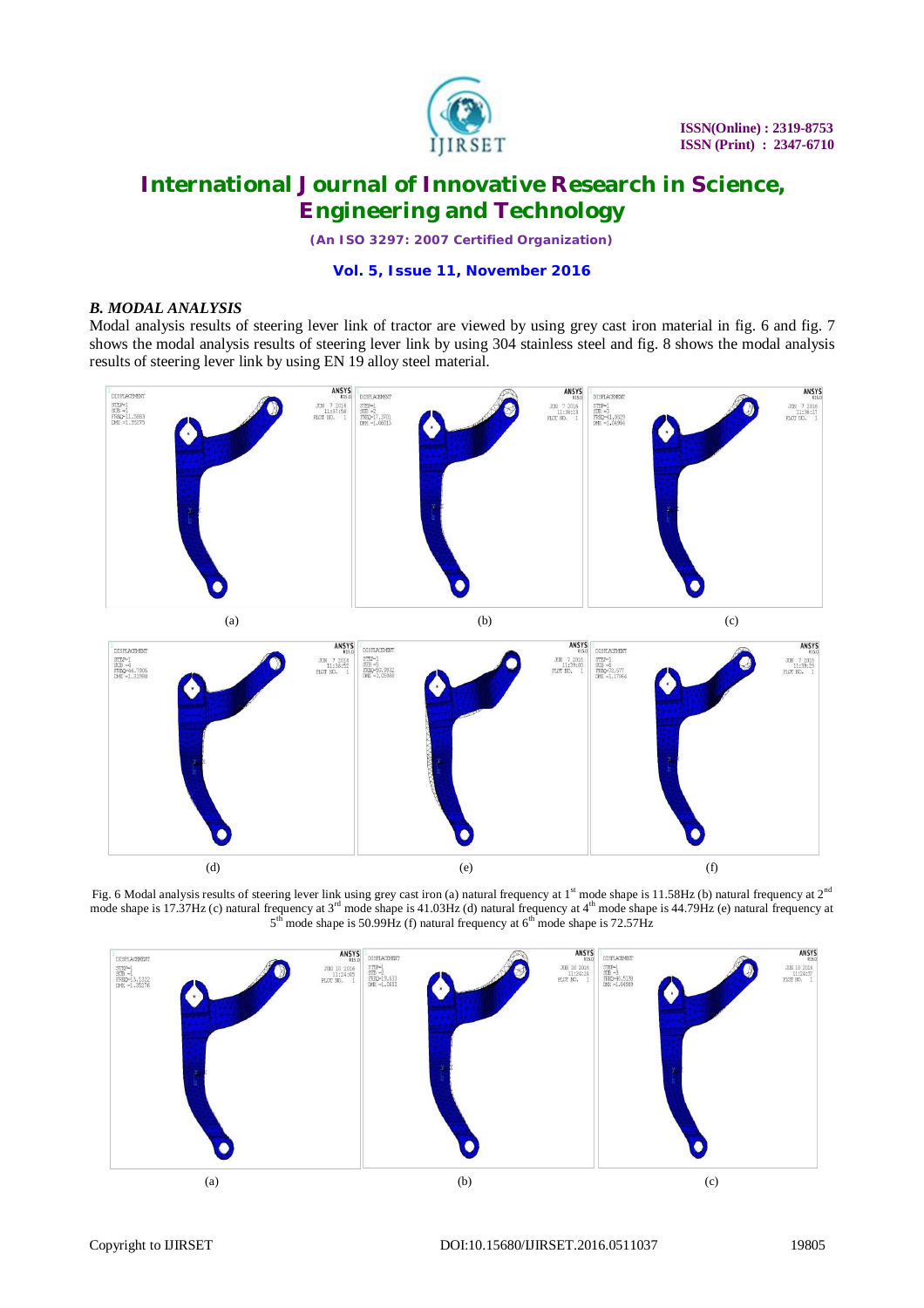### *B. MODAL ANALYSIS*

Modal analysis results of steering lever link of tractor are viewed by using grey cast iron material in fig. 6 and fig. 7 shows the modal analysis results of steering lever link by using 304 stainless steel and fig. 8 shows the modal analysis results of steering lever link by using EN 19 alloy steel material.

(a) (b) (c)

(d) (e) (f)

Fig. 6 Modal analysis results of steering lever link using grey cast iron (a) natural frequency at 1st mode shape is 11.58Hz (b) natural frequency at 2nd mode shape is 17.37Hz (c) natural frequency at 3rd mode shape is 41.03Hz (d) natural frequency at 4th mode shape is 44.79Hz (e) natural frequency at 5th mode shape is 50.99Hz (f) natural frequency at 6th mode shape is 72.57Hz

(a) (b) (c)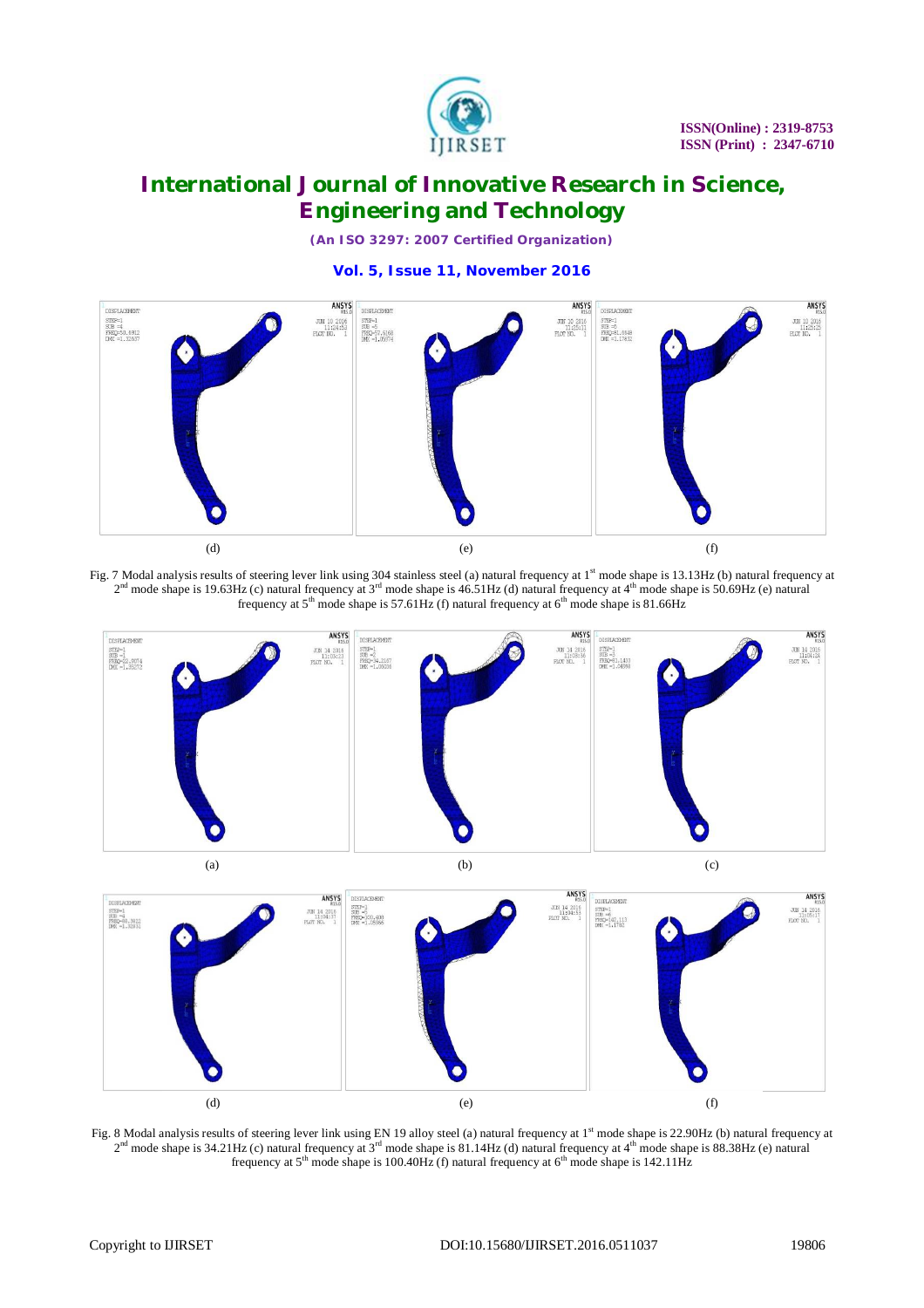(d) (e) (f)

Fig. 7 Modal analysis results of steering lever link using 304 stainless steel (a) natural frequency at 1st mode shape is 13.13Hz (b) natural frequency at 2nd mode shape is 19.63Hz (c) natural frequency at 3rd mode shape is 46.51Hz (d) natural frequency at 4th mode shape is 50.69Hz (e) natural frequency at 5th mode shape is 57.61Hz (f) natural frequency at 6th mode shape is 81.66Hz

(a) (b) (c)

(d) (e) (f)

Fig. 8 Modal analysis results of steering lever link using EN 19 alloy steel (a) natural frequency at 1st mode shape is 22.90Hz (b) natural frequency at 2nd mode shape is 34.21Hz (c) natural frequency at 3rd mode shape is 81.14Hz (d) natural frequency at 4th mode shape is 88.38Hz (e) natural frequency at 5th mode shape is 100.40Hz (f) natural frequency at 6th mode shape is 142.11Hz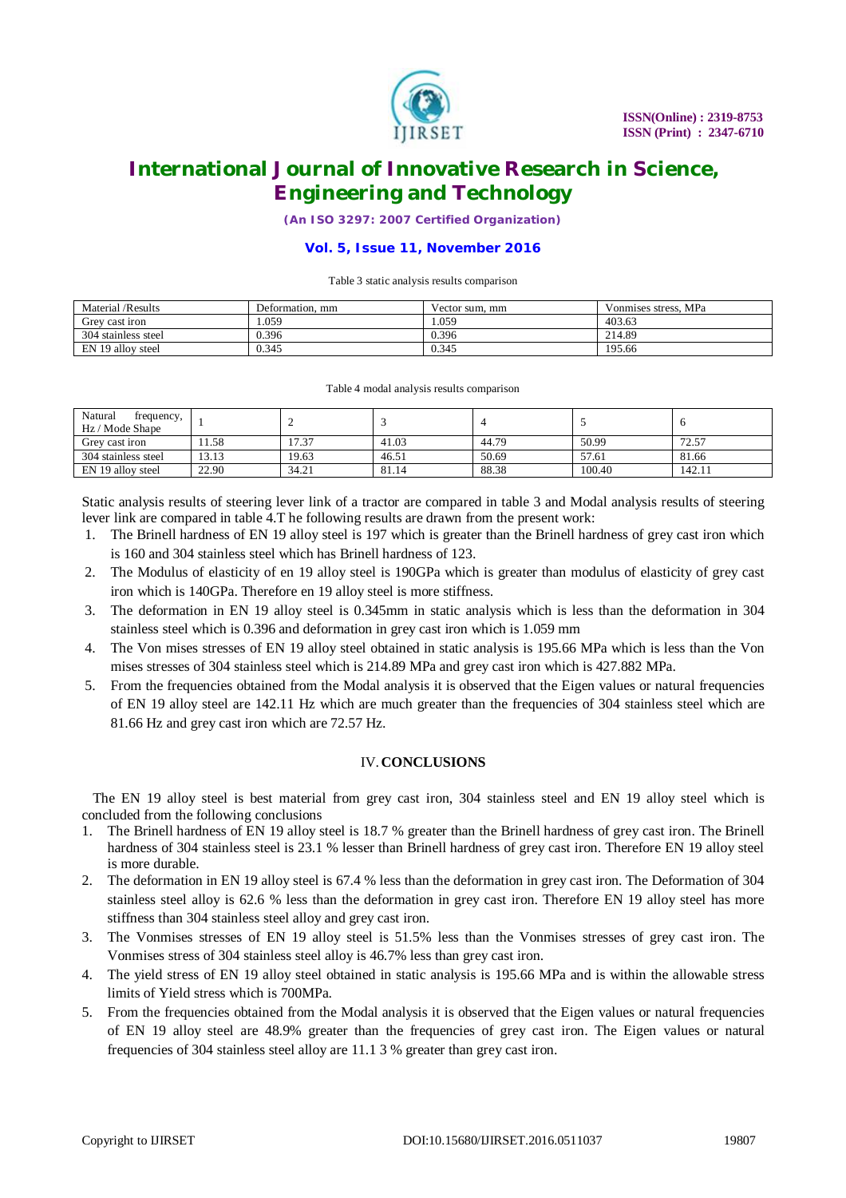Table 3 static analysis results comparison

| Material /Results | Deformation, mm | Vector sum, mm | Vonmises stress, MPa |
| --- | --- | --- | --- |
| Grey cast iron | 1.059 | 1.059 | 403.63 |
| 304 stainless steel | 0.396 | 0.396 | 214.89 |
| EN 19 alloy steel | 0.345 | 0.345 | 195.66 |

Table 4 modal analysis results comparison

| Natural frequency, Hz / Mode Shape | 1 | 2 | 3 | 4 | 5 | 6 |
| --- | --- | --- | --- | --- | --- | --- |
| Grey cast iron | 11.58 | 17.37 | 41.03 | 44.79 | 50.99 | 72.57 |
| 304 stainless steel | 13.13 | 19.63 | 46.51 | 50.69 | 57.61 | 81.66 |
| EN 19 alloy steel | 22.90 | 34.21 | 81.14 | 88.38 | 100.40 | 142.11 |

Static analysis results of steering lever link of a tractor are compared in table 3 and Modal analysis results of steering lever link are compared in table 4.T he following results are drawn from the present work:

1. The Brinell hardness of EN 19 alloy steel is 197 which is greater than the Brinell hardness of grey cast iron which is 160 and 304 stainless steel which has Brinell hardness of 123.
2. The Modulus of elasticity of en 19 alloy steel is 190GPa which is greater than modulus of elasticity of grey cast iron which is 140GPa. Therefore en 19 alloy steel is more stiffness.
3. The deformation in EN 19 alloy steel is 0.345mm in static analysis which is less than the deformation in 304 stainless steel which is 0.396 and deformation in grey cast iron which is 1.059 mm
4. The Von mises stresses of EN 19 alloy steel obtained in static analysis is 195.66 MPa which is less than the Von mises stresses of 304 stainless steel which is 214.89 MPa and grey cast iron which is 427.882 MPa.
5. From the frequencies obtained from the Modal analysis it is observed that the Eigen values or natural frequencies of EN 19 alloy steel are 142.11 Hz which are much greater than the frequencies of 304 stainless steel which are 81.66 Hz and grey cast iron which are 72.57 Hz.

## IV. CONCLUSIONS

The EN 19 alloy steel is best material from grey cast iron, 304 stainless steel and EN 19 alloy steel which is concluded from the following conclusions

1. The Brinell hardness of EN 19 alloy steel is 18.7 % greater than the Brinell hardness of grey cast iron. The Brinell hardness of 304 stainless steel is 23.1 % lesser than Brinell hardness of grey cast iron. Therefore EN 19 alloy steel is more durable.
2. The deformation in EN 19 alloy steel is 67.4 % less than the deformation in grey cast iron. The Deformation of 304 stainless steel alloy is 62.6 % less than the deformation in grey cast iron. Therefore EN 19 alloy steel has more stiffness than 304 stainless steel alloy and grey cast iron.
3. The Vonmises stresses of EN 19 alloy steel is 51.5% less than the Vonmises stresses of grey cast iron. The Vonmises stress of 304 stainless steel alloy is 46.7% less than grey cast iron.
4. The yield stress of EN 19 alloy steel obtained in static analysis is 195.66 MPa and is within the allowable stress limits of Yield stress which is 700MPa.
5. From the frequencies obtained from the Modal analysis it is observed that the Eigen values or natural frequencies of EN 19 alloy steel are 48.9% greater than the frequencies of grey cast iron. The Eigen values or natural frequencies of 304 stainless steel alloy are 11.1 3 % greater than grey cast iron.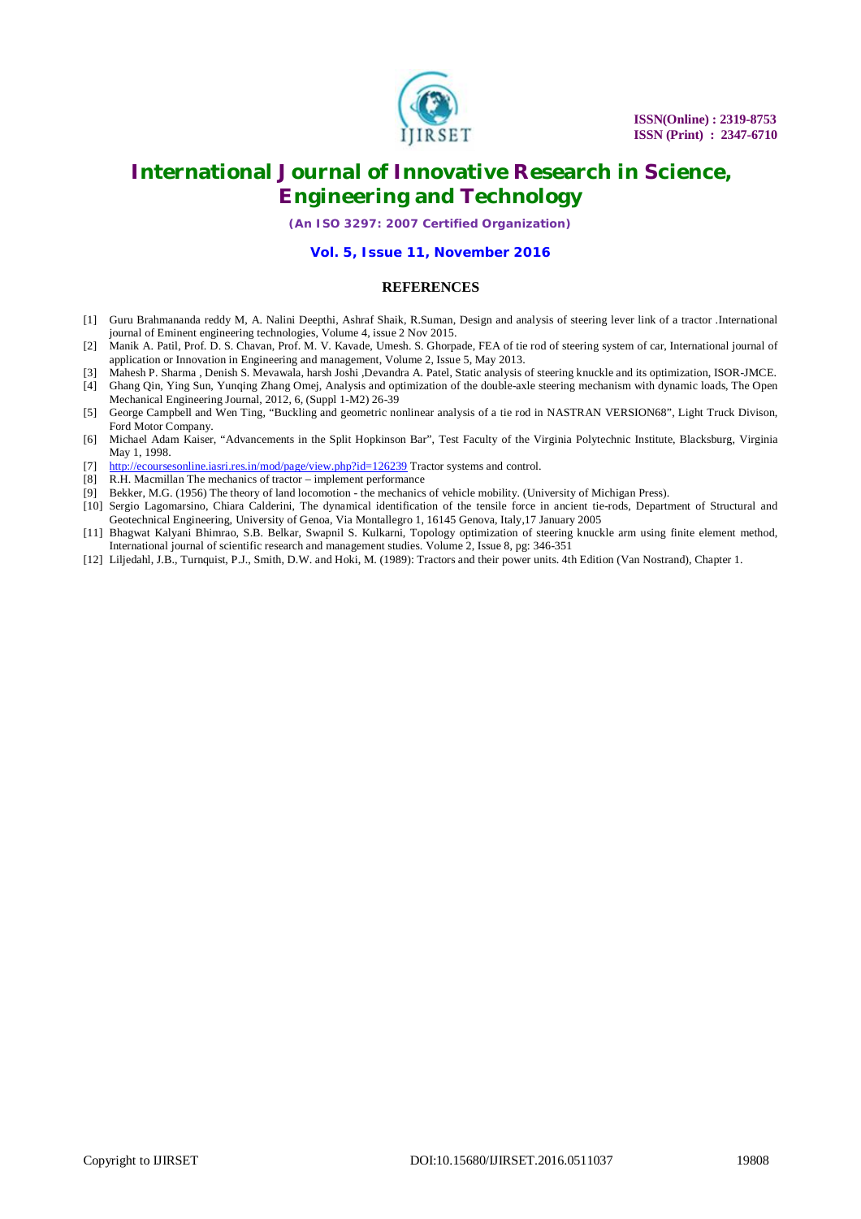## REFERENCES

[1] Guru Brahmananda reddy M, A. Nalini Deepthi, Ashraf Shaik, R.Suman, Design and analysis of steering lever link of a tractor .International journal of Eminent engineering technologies, Volume 4, issue 2 Nov 2015.

[2] Manik A. Patil, Prof. D. S. Chavan, Prof. M. V. Kavade, Umesh. S. Ghorpade, FEA of tie rod of steering system of car, International journal of application or Innovation in Engineering and management, Volume 2, Issue 5, May 2013.

[3] Mahesh P. Sharma , Denish S. Mevawala, harsh Joshi ,Devandra A. Patel, Static analysis of steering knuckle and its optimization, ISOR-JMCE.

[4] Ghang Qin, Ying Sun, Yunqing Zhang Omej, Analysis and optimization of the double-axle steering mechanism with dynamic loads, The Open Mechanical Engineering Journal, 2012, 6, (Suppl 1-M2) 26-39

[5] George Campbell and Wen Ting, "Buckling and geometric nonlinear analysis of a tie rod in NASTRAN VERSION68", Light Truck Divison, Ford Motor Company.

[6] Michael Adam Kaiser, "Advancements in the Split Hopkinson Bar", Test Faculty of the Virginia Polytechnic Institute, Blacksburg, Virginia May 1, 1998.

[7] http://ecoursesonline.iasri.res.in/mod/page/view.php?id=126239 Tractor systems and control.

[8] R.H. Macmillan The mechanics of tractor – implement performance

[9] Bekker, M.G. (1956) The theory of land locomotion - the mechanics of vehicle mobility. (University of Michigan Press).

[10] Sergio Lagomarsino, Chiara Calderini, The dynamical identification of the tensile force in ancient tie-rods, Department of Structural and Geotechnical Engineering, University of Genoa, Via Montallegro 1, 16145 Genova, Italy,17 January 2005

[11] Bhagwat Kalyani Bhimrao, S.B. Belkar, Swapnil S. Kulkarni, Topology optimization of steering knuckle arm using finite element method, International journal of scientific research and management studies. Volume 2, Issue 8, pg: 346-351

[12] Liljedahl, J.B., Turnquist, P.J., Smith, D.W. and Hoki, M. (1989): Tractors and their power units. 4th Edition (Van Nostrand), Chapter 1.